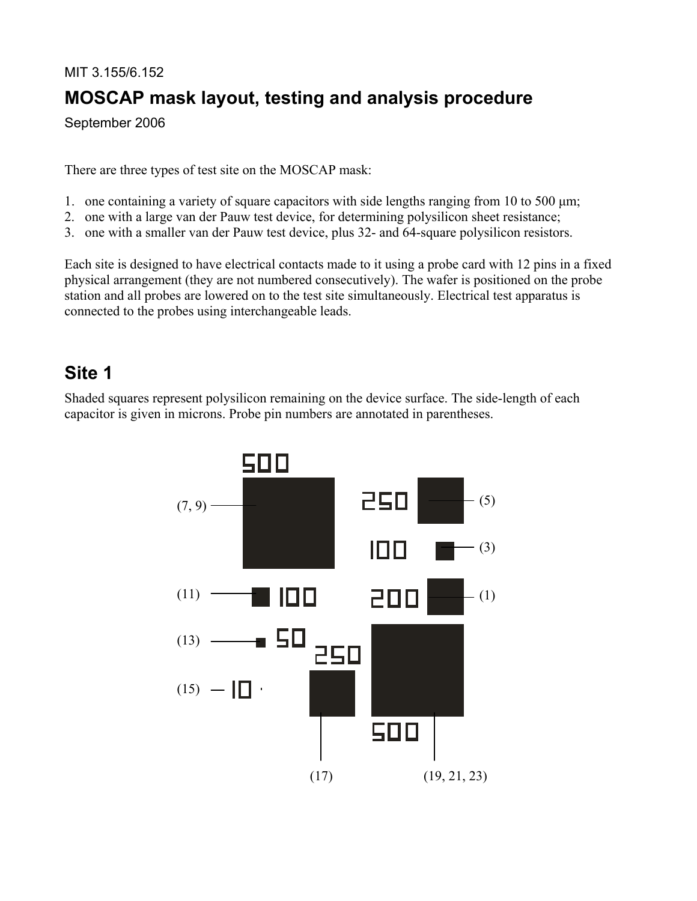MIT 3.155/6.152

# MOSCAP mask layout, testing and analysis procedure

September 2006

There are three types of test site on the MOSCAP mask:

1. one containing a variety of square capacitors with side lengths ranging from 10 to 500 μm;
2. one with a large van der Pauw test device, for determining polysilicon sheet resistance;
3. one with a smaller van der Pauw test device, plus 32- and 64-square polysilicon resistors.

Each site is designed to have electrical contacts made to it using a probe card with 12 pins in a fixed physical arrangement (they are not numbered consecutively). The wafer is positioned on the probe station and all probes are lowered on to the test site simultaneously. Electrical test apparatus is connected to the probes using interchangeable leads.

## Site 1

Shaded squares represent polysilicon remaining on the device surface. The side-length of each capacitor is given in microns. Probe pin numbers are annotated in parentheses.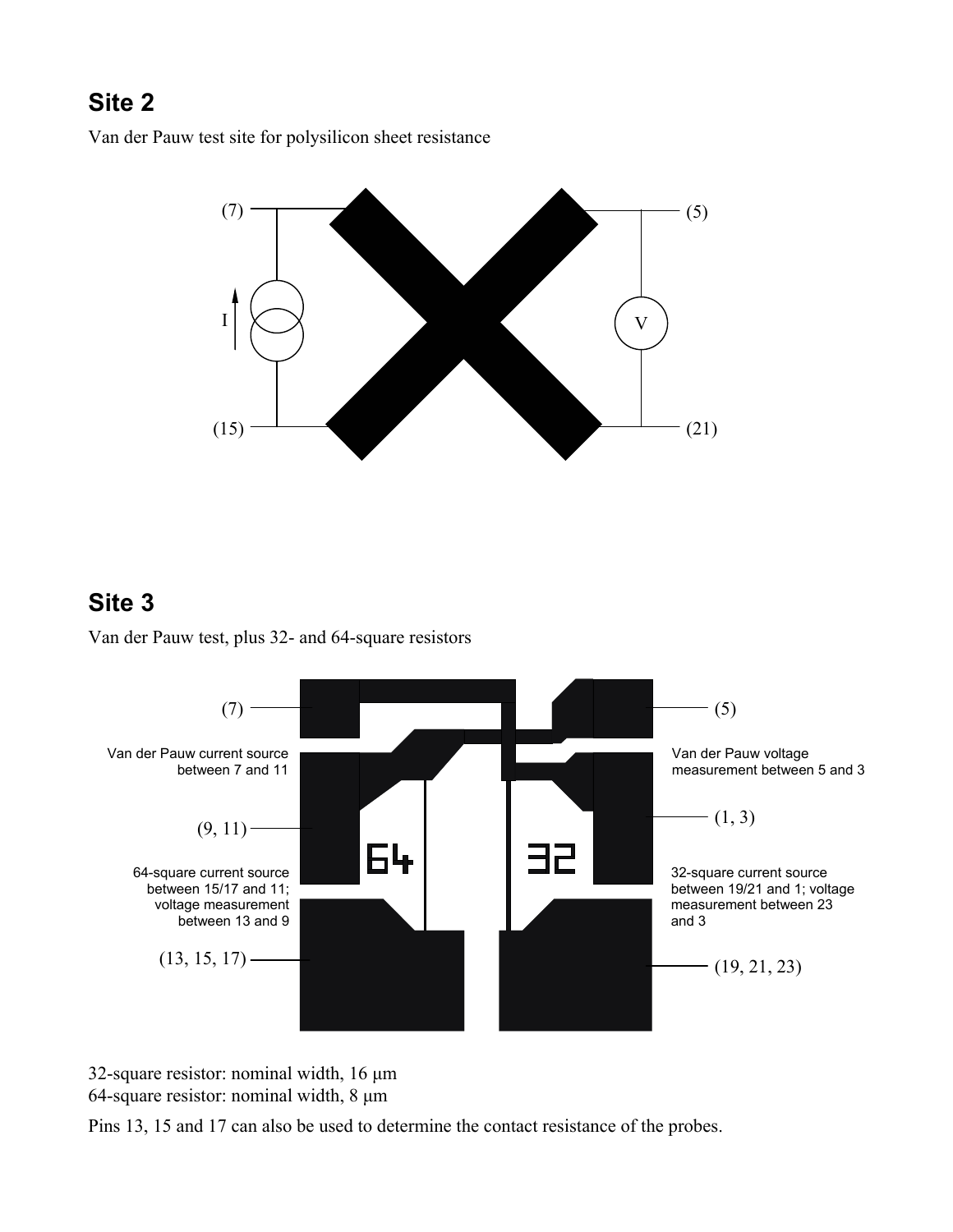## Site 2

Van der Pauw test site for polysilicon sheet resistance

(7) (5)

I V

(15) (21)

## Site 3

Van der Pauw test, plus 32- and 64-square resistors

(7) (5)

Van der Pauw current source between 7 and 11

Van der Pauw voltage measurement between 5 and 3

(9, 11) (1, 3)

64 32

64-square current source between 15/17 and 11; voltage measurement between 13 and 9

32-square current source between 19/21 and 1; voltage measurement between 23 and 3

(13, 15, 17) (19, 21, 23)

32-square resistor: nominal width, 16 μm
64-square resistor: nominal width, 8 μm

Pins 13, 15 and 17 can also be used to determine the contact resistance of the probes.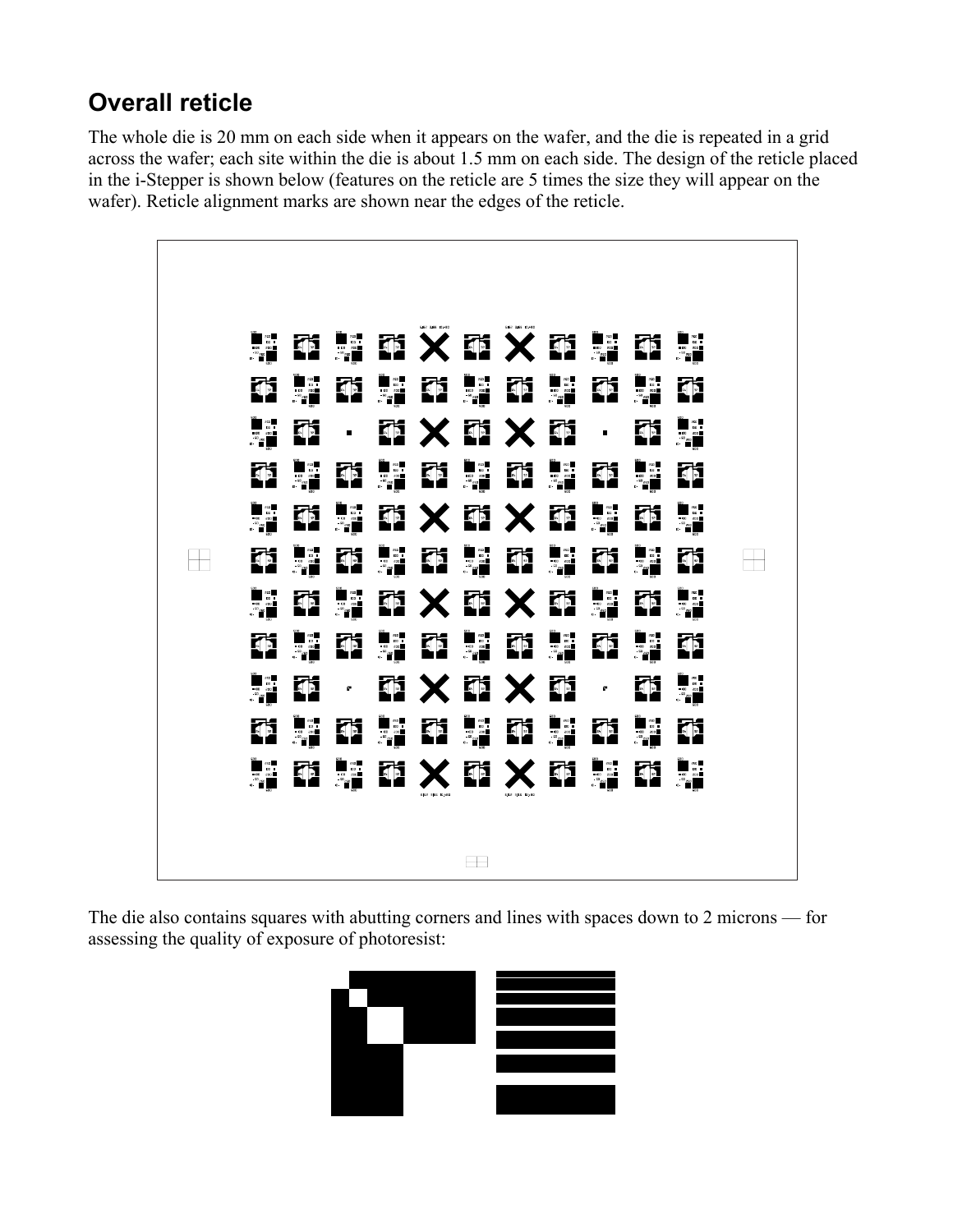## Overall reticle

The whole die is 20 mm on each side when it appears on the wafer, and the die is repeated in a grid across the wafer; each site within the die is about 1.5 mm on each side. The design of the reticle placed in the i-Stepper is shown below (features on the reticle are 5 times the size they will appear on the wafer). Reticle alignment marks are shown near the edges of the reticle.

The die also contains squares with abutting corners and lines with spaces down to 2 microns — for assessing the quality of exposure of photoresist: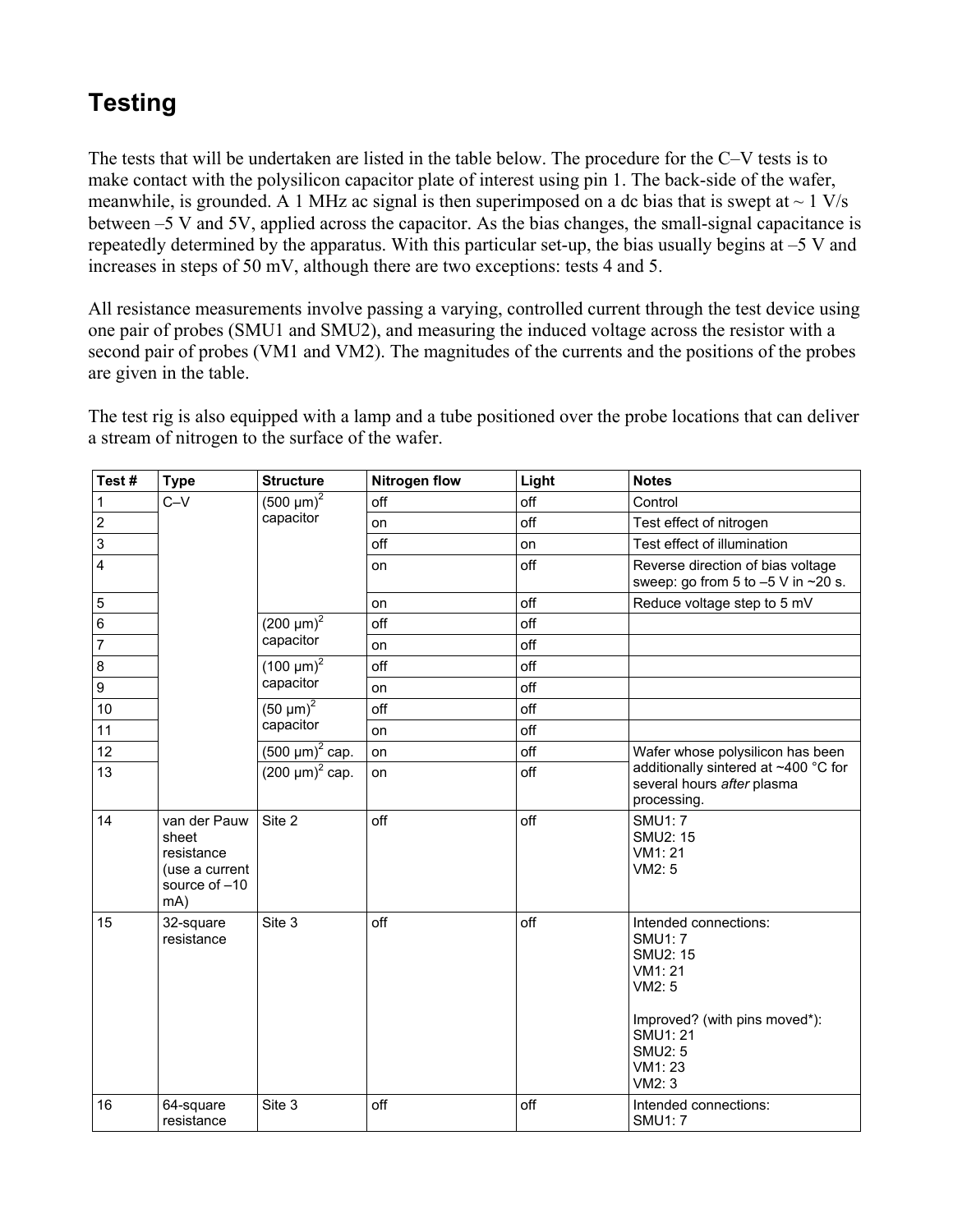# Testing

The tests that will be undertaken are listed in the table below. The procedure for the C–V tests is to make contact with the polysilicon capacitor plate of interest using pin 1. The back-side of the wafer, meanwhile, is grounded. A 1 MHz ac signal is then superimposed on a dc bias that is swept at ~ 1 V/s between –5 V and 5V, applied across the capacitor. As the bias changes, the small-signal capacitance is repeatedly determined by the apparatus. With this particular set-up, the bias usually begins at –5 V and increases in steps of 50 mV, although there are two exceptions: tests 4 and 5.

All resistance measurements involve passing a varying, controlled current through the test device using one pair of probes (SMU1 and SMU2), and measuring the induced voltage across the resistor with a second pair of probes (VM1 and VM2). The magnitudes of the currents and the positions of the probes are given in the table.

The test rig is also equipped with a lamp and a tube positioned over the probe locations that can deliver a stream of nitrogen to the surface of the wafer.

| Test # | Type | Structure | Nitrogen flow | Light | Notes |
|---|---|---|---|---|---|
| 1 | C–V | $(500\ \mu m)^2$ capacitor | off | off | Control |
| 2 | | | on | off | Test effect of nitrogen |
| 3 | | | off | on | Test effect of illumination |
| 4 | | | on | off | Reverse direction of bias voltage sweep: go from 5 to –5 V in ~20 s. |
| 5 | | | on | off | Reduce voltage step to 5 mV |
| 6 | | $(200\ \mu m)^2$ capacitor | off | off | |
| 7 | | | on | off | |
| 8 | | $(100\ \mu m)^2$ capacitor | off | off | |
| 9 | | | on | off | |
| 10 | | $(50\ \mu m)^2$ capacitor | off | off | |
| 11 | | | on | off | |
| 12 | | $(500\ \mu m)^2$ cap. | on | off | Wafer whose polysilicon has been additionally sintered at ~400 °C for several hours *after* plasma processing. |
| 13 | | $(200\ \mu m)^2$ cap. | on | off | |
| 14 | van der Pauw sheet resistance (use a current source of –10 mA) | Site 2 | off | off | SMU1: 7<br>SMU2: 15<br>VM1: 21<br>VM2: 5 |
| 15 | 32-square resistance | Site 3 | off | off | Intended connections:<br>SMU1: 7<br>SMU2: 15<br>VM1: 21<br>VM2: 5<br><br>Improved? (with pins moved*):<br>SMU1: 21<br>SMU2: 5<br>VM1: 23<br>VM2: 3 |
| 16 | 64-square resistance | Site 3 | off | off | Intended connections:<br>SMU1: 7 |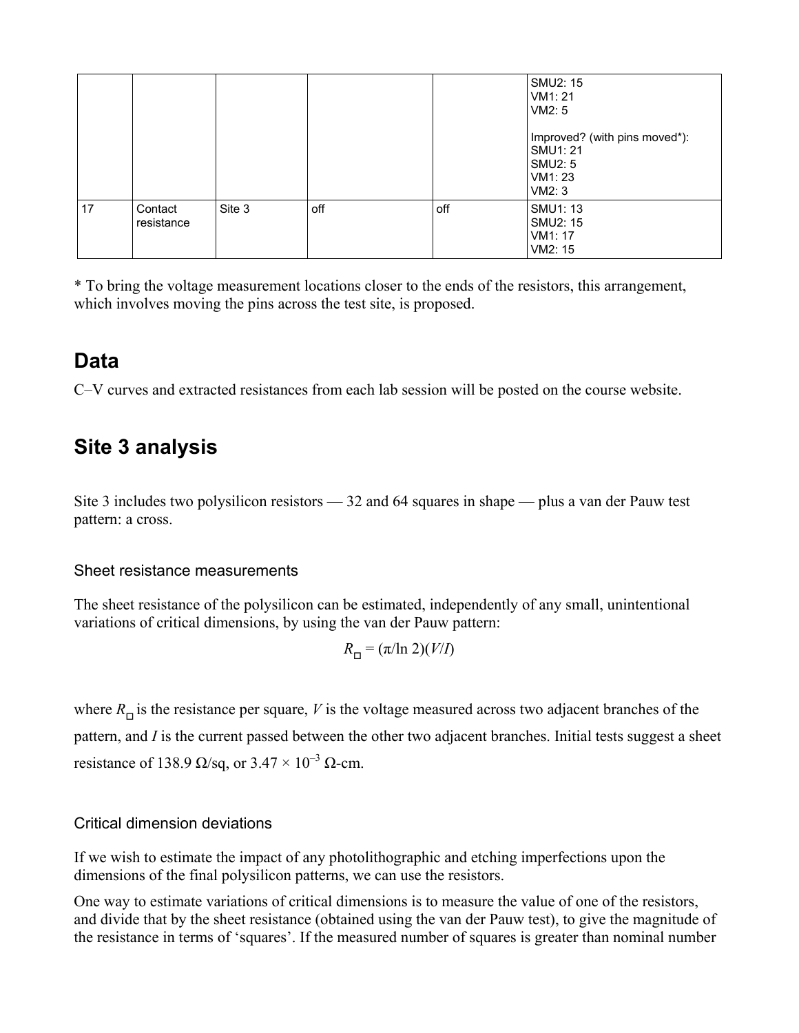|  |  |  |  |  | SMU2: 15<br>VM1: 21<br>VM2: 5<br><br>Improved? (with pins moved*):<br>SMU1: 21<br>SMU2: 5<br>VM1: 23<br>VM2: 3 |
| --- | --- | --- | --- | --- | --- |
| 17 | Contact resistance | Site 3 | off | off | SMU1: 13<br>SMU2: 15<br>VM1: 17<br>VM2: 15 |

* To bring the voltage measurement locations closer to the ends of the resistors, this arrangement, which involves moving the pins across the test site, is proposed.

## Data

C–V curves and extracted resistances from each lab session will be posted on the course website.

## Site 3 analysis

Site 3 includes two polysilicon resistors — 32 and 64 squares in shape — plus a van der Pauw test pattern: a cross.

### Sheet resistance measurements

The sheet resistance of the polysilicon can be estimated, independently of any small, unintentional variations of critical dimensions, by using the van der Pauw pattern:

$$R_{\square} = (\pi/\ln 2)(V/I)$$

where $R_{\square}$ is the resistance per square, $V$ is the voltage measured across two adjacent branches of the pattern, and $I$ is the current passed between the other two adjacent branches. Initial tests suggest a sheet resistance of 138.9 Ω/sq, or $3.47 \times 10^{-3}$ Ω-cm.

### Critical dimension deviations

If we wish to estimate the impact of any photolithographic and etching imperfections upon the dimensions of the final polysilicon patterns, we can use the resistors.

One way to estimate variations of critical dimensions is to measure the value of one of the resistors, and divide that by the sheet resistance (obtained using the van der Pauw test), to give the magnitude of the resistance in terms of 'squares'. If the measured number of squares is greater than nominal number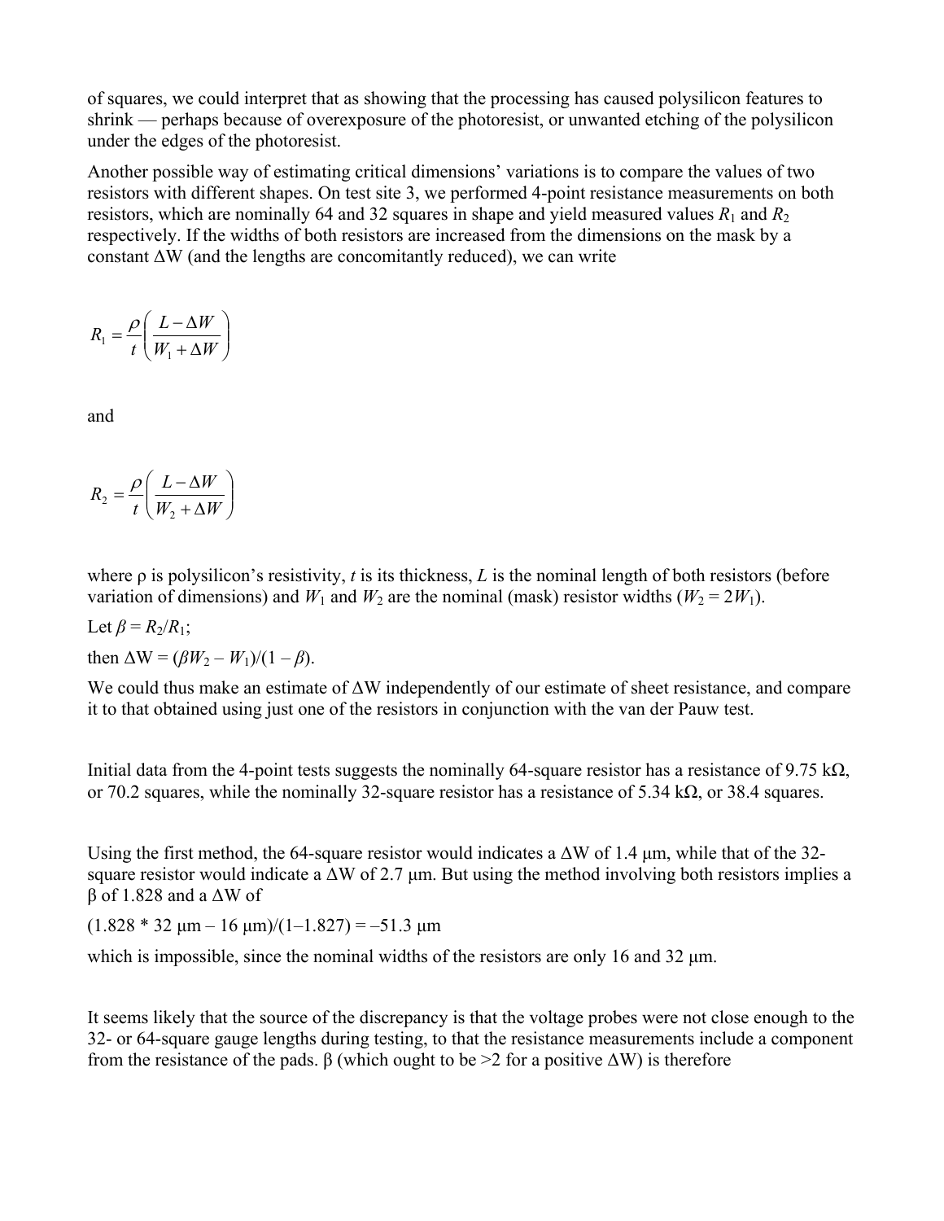of squares, we could interpret that as showing that the processing has caused polysilicon features to shrink — perhaps because of overexposure of the photoresist, or unwanted etching of the polysilicon under the edges of the photoresist.

Another possible way of estimating critical dimensions' variations is to compare the values of two resistors with different shapes. On test site 3, we performed 4-point resistance measurements on both resistors, which are nominally 64 and 32 squares in shape and yield measured values $R_1$ and $R_2$ respectively. If the widths of both resistors are increased from the dimensions on the mask by a constant ΔW (and the lengths are concomitantly reduced), we can write

$$R_1 = \frac{\rho}{t}\left(\frac{L - \Delta W}{W_1 + \Delta W}\right)$$

and

$$R_2 = \frac{\rho}{t}\left(\frac{L - \Delta W}{W_2 + \Delta W}\right)$$

where ρ is polysilicon's resistivity, $t$ is its thickness, $L$ is the nominal length of both resistors (before variation of dimensions) and $W_1$ and $W_2$ are the nominal (mask) resistor widths ($W_2 = 2W_1$).

Let $\beta = R_2/R_1$;

then $\Delta W = (\beta W_2 - W_1)/(1 - \beta)$.

We could thus make an estimate of ΔW independently of our estimate of sheet resistance, and compare it to that obtained using just one of the resistors in conjunction with the van der Pauw test.

Initial data from the 4-point tests suggests the nominally 64-square resistor has a resistance of 9.75 kΩ, or 70.2 squares, while the nominally 32-square resistor has a resistance of 5.34 kΩ, or 38.4 squares.

Using the first method, the 64-square resistor would indicates a ΔW of 1.4 μm, while that of the 32-square resistor would indicate a ΔW of 2.7 μm. But using the method involving both resistors implies a β of 1.828 and a ΔW of

(1.828 * 32 μm – 16 μm)/(1–1.827) = –51.3 μm

which is impossible, since the nominal widths of the resistors are only 16 and 32 μm.

It seems likely that the source of the discrepancy is that the voltage probes were not close enough to the 32- or 64-square gauge lengths during testing, to that the resistance measurements include a component from the resistance of the pads. β (which ought to be >2 for a positive ΔW) is therefore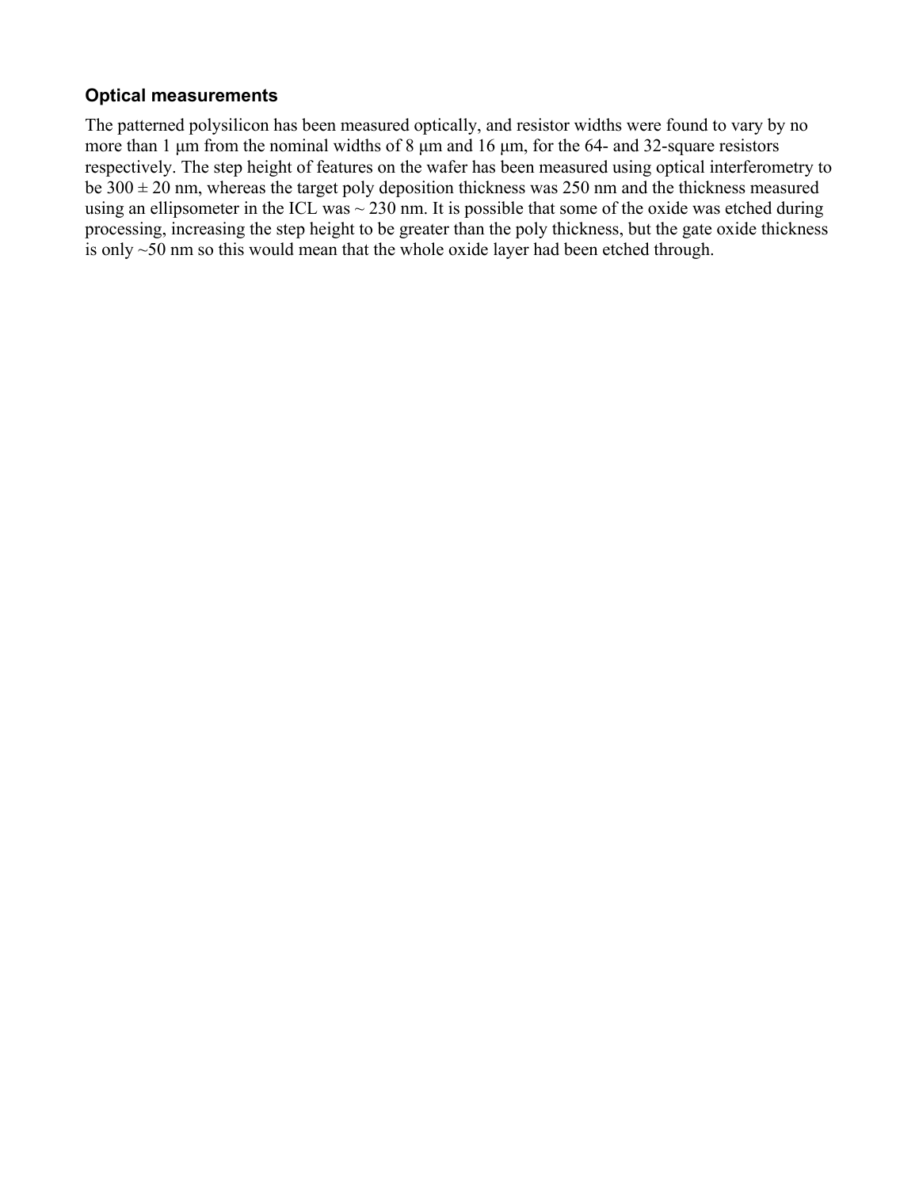### Optical measurements

The patterned polysilicon has been measured optically, and resistor widths were found to vary by no more than 1 μm from the nominal widths of 8 μm and 16 μm, for the 64- and 32-square resistors respectively. The step height of features on the wafer has been measured using optical interferometry to be 300 ± 20 nm, whereas the target poly deposition thickness was 250 nm and the thickness measured using an ellipsometer in the ICL was ~ 230 nm. It is possible that some of the oxide was etched during processing, increasing the step height to be greater than the poly thickness, but the gate oxide thickness is only ~50 nm so this would mean that the whole oxide layer had been etched through.